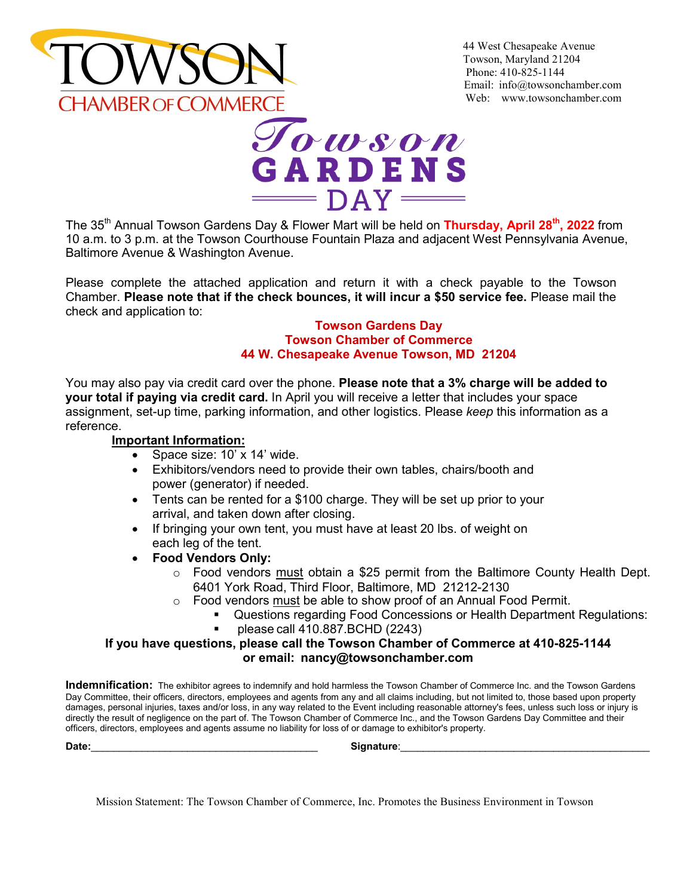# TOWSON CHAMBER OF COMMERCE

44 West Chesapeake Avenue
Towson, Maryland 21204
Phone: 410-825-1144
Email: info@towsonchamber.com
Web: www.towsonchamber.com

# Towson GARDENS DAY

The 35th Annual Towson Gardens Day & Flower Mart will be held on **Thursday, April 28th, 2022** from 10 a.m. to 3 p.m. at the Towson Courthouse Fountain Plaza and adjacent West Pennsylvania Avenue, Baltimore Avenue & Washington Avenue.

Please complete the attached application and return it with a check payable to the Towson Chamber. **Please note that if the check bounces, it will incur a $50 service fee.** Please mail the check and application to:

**Towson Gardens Day**
**Towson Chamber of Commerce**
**44 W. Chesapeake Avenue Towson, MD 21204**

You may also pay via credit card over the phone. **Please note that a 3% charge will be added to your total if paying via credit card.** In April you will receive a letter that includes your space assignment, set-up time, parking information, and other logistics. Please *keep* this information as a reference.

**Important Information:**

- Space size: 10' x 14' wide.
- Exhibitors/vendors need to provide their own tables, chairs/booth and power (generator) if needed.
- Tents can be rented for a $100 charge. They will be set up prior to your arrival, and taken down after closing.
- If bringing your own tent, you must have at least 20 lbs. of weight on each leg of the tent.
- **Food Vendors Only:**
  - Food vendors must obtain a $25 permit from the Baltimore County Health Dept. 6401 York Road, Third Floor, Baltimore, MD 21212-2130
  - Food vendors must be able to show proof of an Annual Food Permit.
    - Questions regarding Food Concessions or Health Department Regulations:
    - please call 410.887.BCHD (2243)

**If you have questions, please call the Towson Chamber of Commerce at 410-825-1144 or email: nancy@towsonchamber.com**

**Indemnification:** The exhibitor agrees to indemnify and hold harmless the Towson Chamber of Commerce Inc. and the Towson Gardens Day Committee, their officers, directors, employees and agents from any and all claims including, but not limited to, those based upon property damages, personal injuries, taxes and/or loss, in any way related to the Event including reasonable attorney's fees, unless such loss or injury is directly the result of negligence on the part of. The Towson Chamber of Commerce Inc., and the Towson Gardens Day Committee and their officers, directors, employees and agents assume no liability for loss of or damage to exhibitor's property.

**Date:**________________________________________ **Signature**:____________________________________________

Mission Statement: The Towson Chamber of Commerce, Inc. Promotes the Business Environment in Towson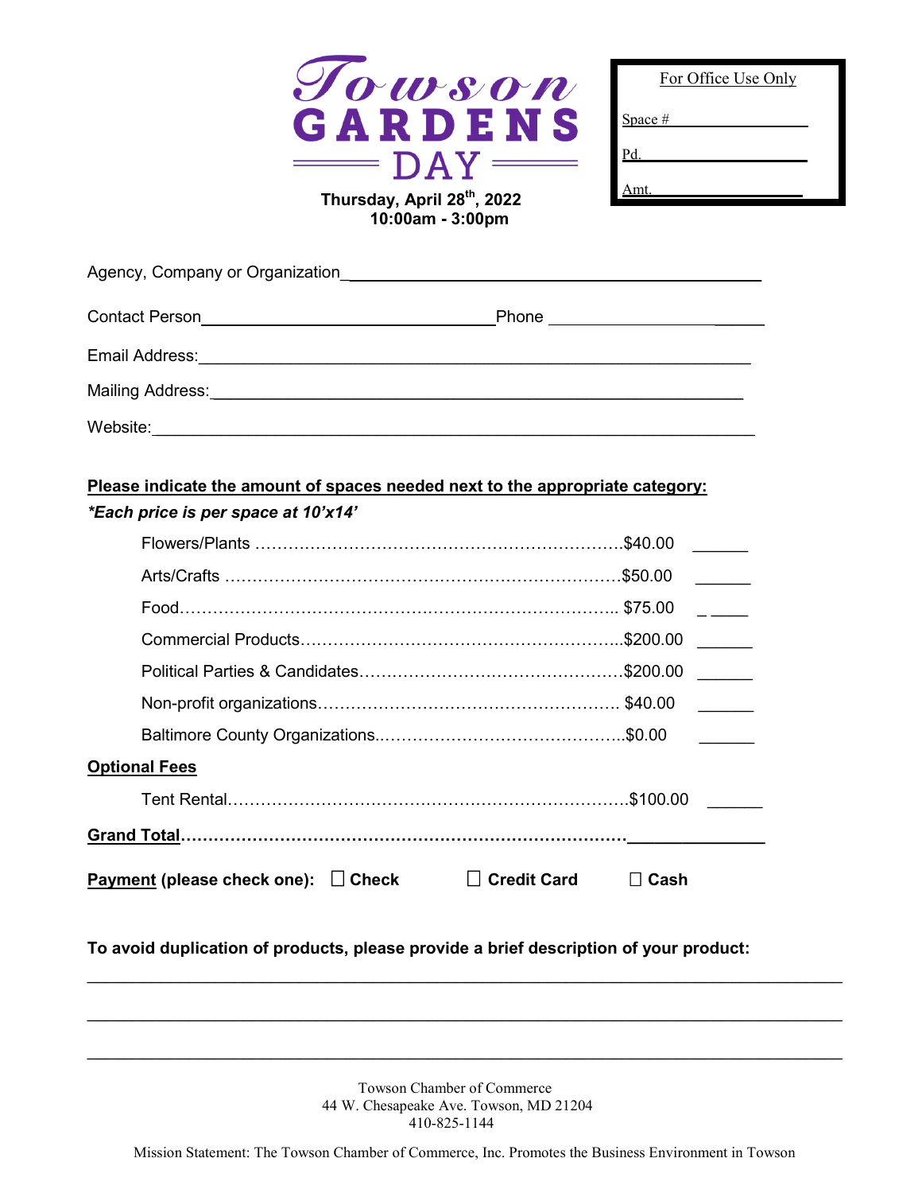# Towson GARDENS DAY

**Thursday, April 28th, 2022**
**10:00am - 3:00pm**

| For Office Use Only |
| --- |
| Space # ________ |
| Pd. ________ |
| Amt. ________ |

Agency, Company or Organization________________________________________

Contact Person______________________________ Phone ______________________

Email Address:______________________________________________________

Mailing Address:____________________________________________________

Website:___________________________________________________________

**Please indicate the amount of spaces needed next to the appropriate category:**

***Each price is per space at 10'x14'***

| | | |
| --- | --- | --- |
| Flowers/Plants | $40.00 | ______ |
| Arts/Crafts | $50.00 | ______ |
| Food | $75.00 | ______ |
| Commercial Products | $200.00 | ______ |
| Political Parties & Candidates | $200.00 | ______ |
| Non-profit organizations | $40.00 | ______ |
| Baltimore County Organizations | $0.00 | ______ |

**Optional Fees**

| | | |
| --- | --- | --- |
| Tent Rental | $100.00 | ______ |

**Grand Total**..............................______________

**Payment (please check one):** ☐ **Check** ☐ **Credit Card** ☐ **Cash**

**To avoid duplication of products, please provide a brief description of your product:**

________________________________________________________________________

________________________________________________________________________

________________________________________________________________________

Towson Chamber of Commerce
44 W. Chesapeake Ave. Towson, MD 21204
410-825-1144

Mission Statement: The Towson Chamber of Commerce, Inc. Promotes the Business Environment in Towson